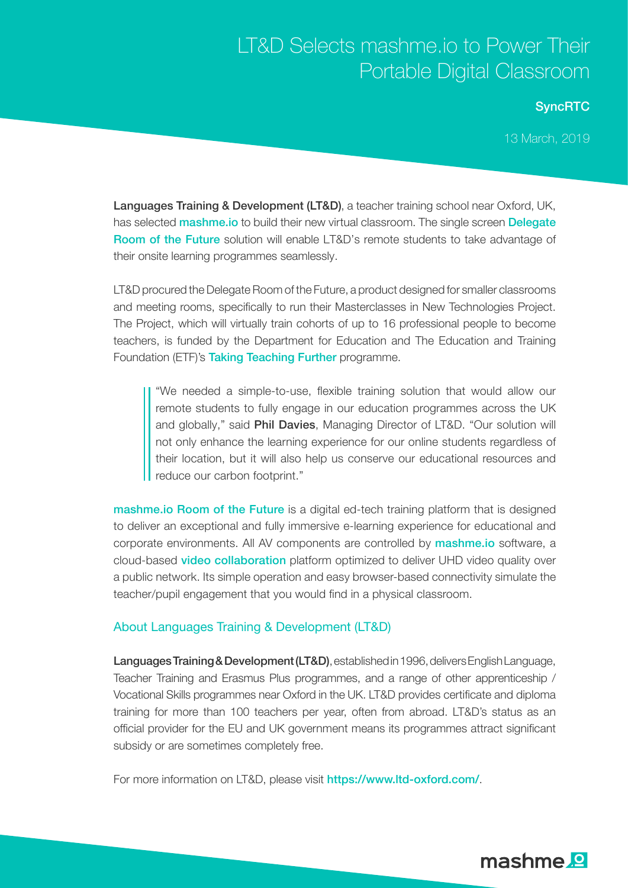# LT&D Selects mashme.io to Power Their Portable Digital Classroom

**SyncRTC**

13 March, 2019

**Languages Training & Development (LT&D)**, a teacher training school near Oxford, UK, has selected **mashme.io** to build their new virtual classroom. The single screen **Delegate Room of the Future** solution will enable LT&D's remote students to take advantage of their onsite learning programmes seamlessly.

LT&D procured the Delegate Room of the Future, a product designed for smaller classrooms and meeting rooms, specifically to run their Masterclasses in New Technologies Project. The Project, which will virtually train cohorts of up to 16 professional people to become teachers, is funded by the Department for Education and The Education and Training Foundation (ETF)'s Taking Teaching Further programme.

> "We needed a simple-to-use, flexible training solution that would allow our remote students to fully engage in our education programmes across the UK and globally," said **Phil Davies**, Managing Director of LT&D. "Our solution will not only enhance the learning experience for our online students regardless of their location, but it will also help us conserve our educational resources and reduce our carbon footprint."

**mashme.io Room of the Future** is a digital ed-tech training platform that is designed to deliver an exceptional and fully immersive e-learning experience for educational and corporate environments. All AV components are controlled by **mashme.io** software, a cloud-based **video collaboration** platform optimized to deliver UHD video quality over a public network. Its simple operation and easy browser-based connectivity simulate the teacher/pupil engagement that you would find in a physical classroom.

## About Languages Training & Development (LT&D)

**Languages Training & Development (LT&D)**, established in 1996, delivers English Language, Teacher Training and Erasmus Plus programmes, and a range of other apprenticeship / Vocational Skills programmes near Oxford in the UK. LT&D provides certificate and diploma training for more than 100 teachers per year, often from abroad. LT&D's status as an official provider for the EU and UK government means its programmes attract significant subsidy or are sometimes completely free.

For more information on LT&D, please visit **https://www.ltd-oxford.com/**.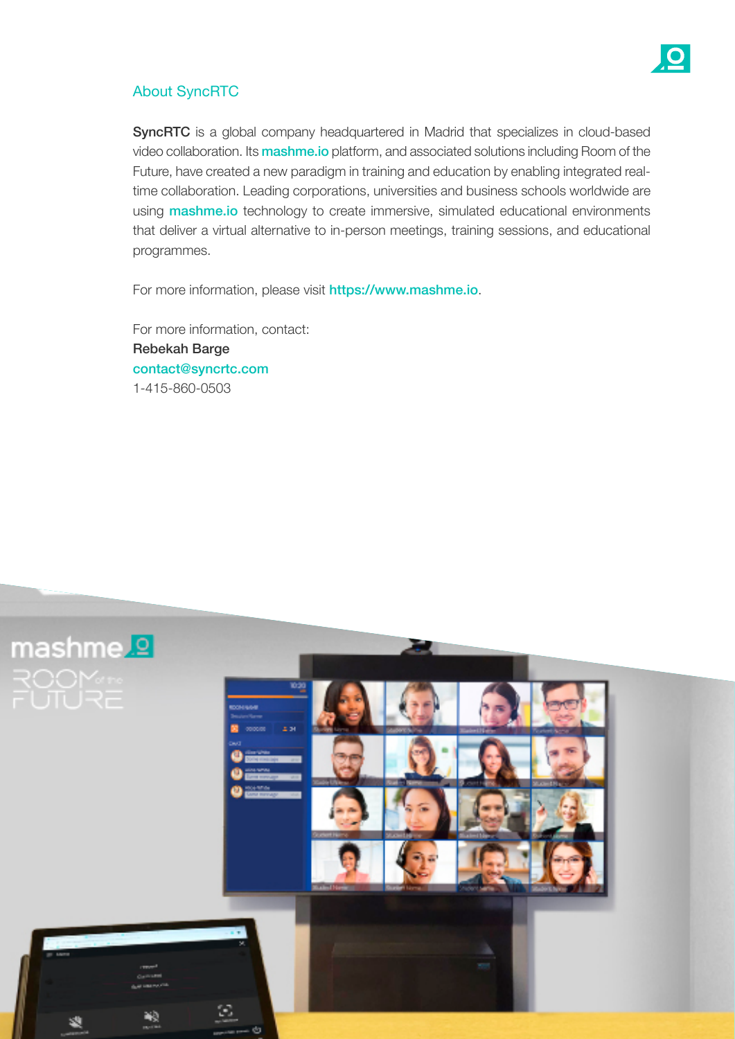## About SyncRTC

**SyncRTC** is a global company headquartered in Madrid that specializes in cloud-based video collaboration. Its **mashme.io** platform, and associated solutions including Room of the Future, have created a new paradigm in training and education by enabling integrated real-time collaboration. Leading corporations, universities and business schools worldwide are using **mashme.io** technology to create immersive, simulated educational environments that deliver a virtual alternative to in-person meetings, training sessions, and educational programmes.

For more information, please visit **https://www.mashme.io**.

For more information, contact:
**Rebekah Barge**
**contact@syncrtc.com**
1-415-860-0503